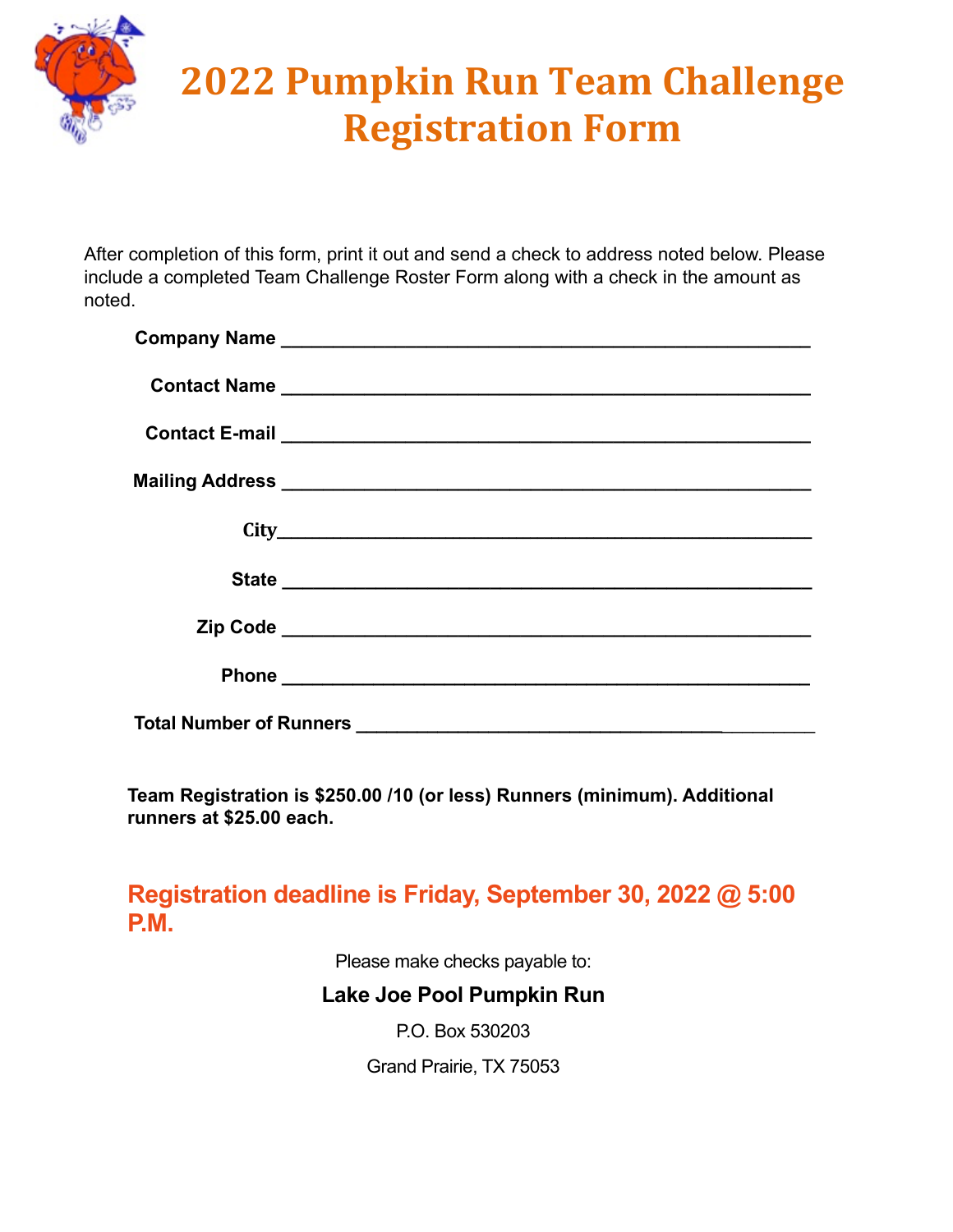# 2022 Pumpkin Run Team Challenge Registration Form

After completion of this form, print it out and send a check to address noted below. Please include a completed Team Challenge Roster Form along with a check in the amount as noted.

**Company Name** ____________________________________________

**Contact Name** ____________________________________________

**Contact E-mail** ____________________________________________

**Mailing Address** ____________________________________________

**City** ____________________________________________

**State** ____________________________________________

**Zip Code** ____________________________________________

**Phone** ____________________________________________

**Total Number of Runners** ____________________________________

**Team Registration is $250.00 /10 (or less) Runners (minimum). Additional runners at $25.00 each.**

## Registration deadline is Friday, September 30, 2022 @ 5:00 P.M.

Please make checks payable to:

**Lake Joe Pool Pumpkin Run**

P.O. Box 530203

Grand Prairie, TX 75053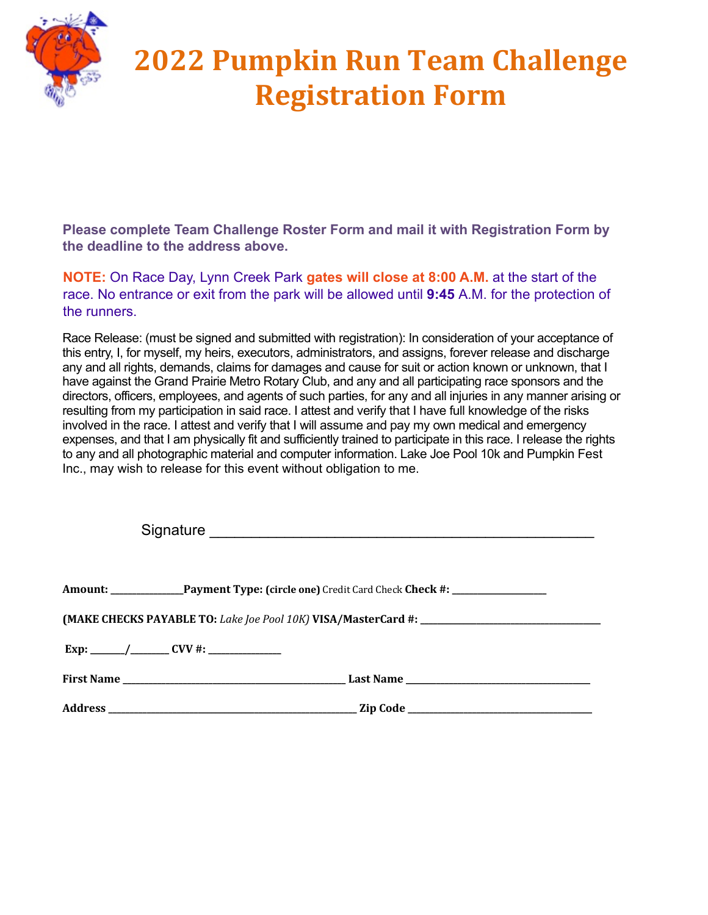# 2022 Pumpkin Run Team Challenge Registration Form

**Please complete Team Challenge Roster Form and mail it with Registration Form by the deadline to the address above.**

**NOTE:** On Race Day, Lynn Creek Park **gates will close at 8:00 A.M.** at the start of the race. No entrance or exit from the park will be allowed until **9:45** A.M. for the protection of the runners.

Race Release: (must be signed and submitted with registration): In consideration of your acceptance of this entry, I, for myself, my heirs, executors, administrators, and assigns, forever release and discharge any and all rights, demands, claims for damages and cause for suit or action known or unknown, that I have against the Grand Prairie Metro Rotary Club, and any and all participating race sponsors and the directors, officers, employees, and agents of such parties, for any and all injuries in any manner arising or resulting from my participation in said race. I attest and verify that I have full knowledge of the risks involved in the race. I attest and verify that I will assume and pay my own medical and emergency expenses, and that I am physically fit and sufficiently trained to participate in this race. I release the rights to any and all photographic material and computer information. Lake Joe Pool 10k and Pumpkin Fest Inc., may wish to release for this event without obligation to me.

Signature ______________________________________________

**Amount:** _______________ **Payment Type: (circle one)** Credit Card Check **Check #:** ___________________

**(MAKE CHECKS PAYABLE TO:** *Lake Joe Pool 10K)* **VISA/MasterCard #:** ______________________________________

**Exp:** _______/________ **CVV #:** ______________

**First Name** _______________________________________________ **Last Name** ______________________________________

**Address** ______________________________________________________ **Zip Code** ______________________________________